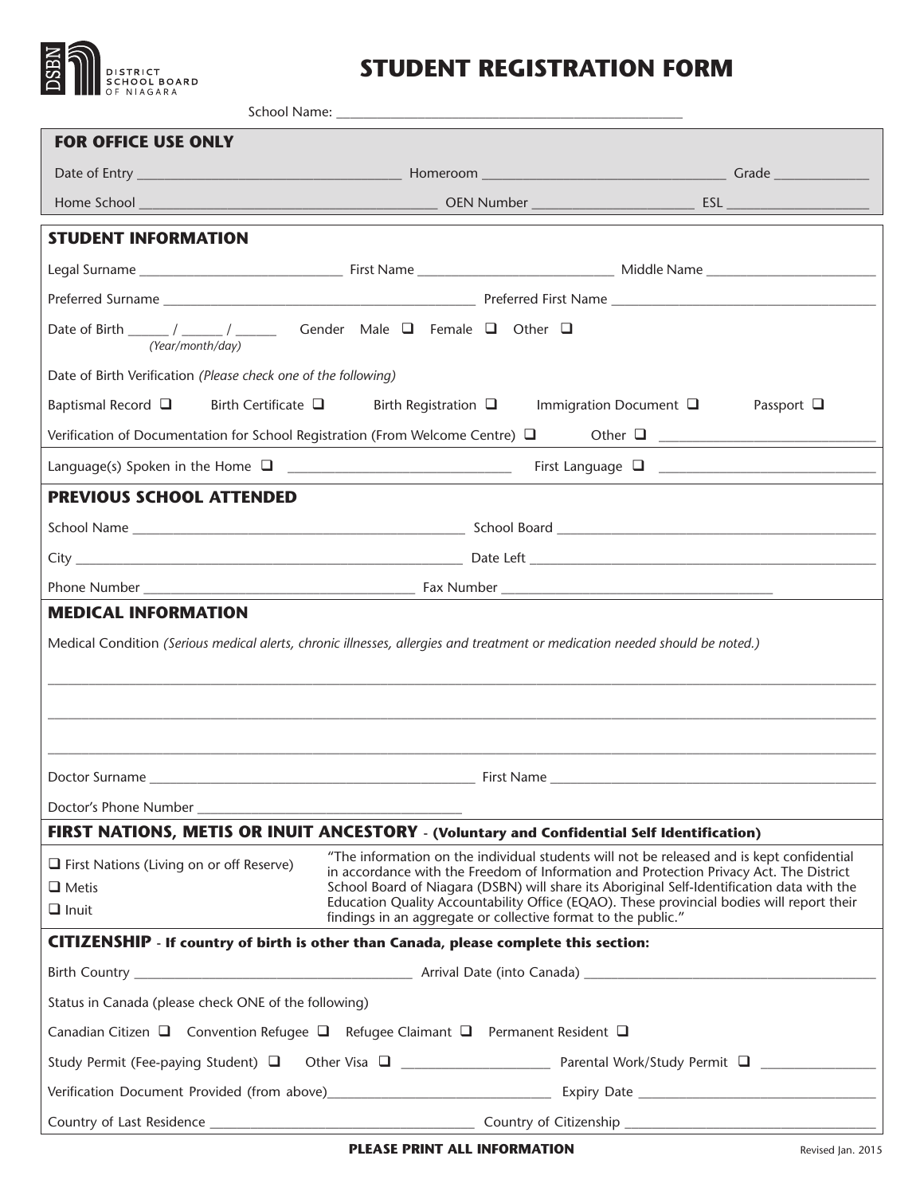DSBN DISTRICT SCHOOL BOARD OF NIAGARA

# STUDENT REGISTRATION FORM

School Name: ________________________________________________

## FOR OFFICE USE ONLY

Date of Entry ____________________ Homeroom ____________________ Grade __________

Home School ____________________ OEN Number ____________________ ESL __________

## STUDENT INFORMATION

Legal Surname ____________________ First Name ____________________ Middle Name ____________________

Preferred Surname ____________________ Preferred First Name ____________________

Date of Birth ______ / ______ / ______ *(Year/month/day)* Gender Male ❑ Female ❑ Other ❑

Date of Birth Verification *(Please check one of the following)*

Baptismal Record ❑ Birth Certificate ❑ Birth Registration ❑ Immigration Document ❑ Passport ❑

Verification of Documentation for School Registration (From Welcome Centre) ❑ Other ❑ ____________________

Language(s) Spoken in the Home ❑ ____________________ First Language ❑ ____________________

## PREVIOUS SCHOOL ATTENDED

School Name ____________________ School Board ____________________

City ____________________ Date Left ____________________

Phone Number ____________________ Fax Number ____________________

## MEDICAL INFORMATION

Medical Condition *(Serious medical alerts, chronic illnesses, allergies and treatment or medication needed should be noted.)*

________________________________________________________________

________________________________________________________________

________________________________________________________________

Doctor Surname ____________________ First Name ____________________

Doctor's Phone Number ____________________

## FIRST NATIONS, METIS OR INUIT ANCESTORY - (Voluntary and Confidential Self Identification)

❑ First Nations (Living on or off Reserve)

❑ Metis

❑ Inuit

"The information on the individual students will not be released and is kept confidential in accordance with the Freedom of Information and Protection Privacy Act. The District School Board of Niagara (DSBN) will share its Aboriginal Self-Identification data with the Education Quality Accountability Office (EQAO). These provincial bodies will report their findings in an aggregate or collective format to the public."

## CITIZENSHIP - If country of birth is other than Canada, please complete this section:

Birth Country ____________________ Arrival Date (into Canada) ____________________

Status in Canada (please check ONE of the following)

Canadian Citizen ❑ Convention Refugee ❑ Refugee Claimant ❑ Permanent Resident ❑

Study Permit (Fee-paying Student) ❑ Other Visa ❑ ____________________ Parental Work/Study Permit ❑ __________

Verification Document Provided (from above) ____________________ Expiry Date ____________________

Country of Last Residence ____________________ Country of Citizenship ____________________

**PLEASE PRINT ALL INFORMATION**

Revised Jan. 2015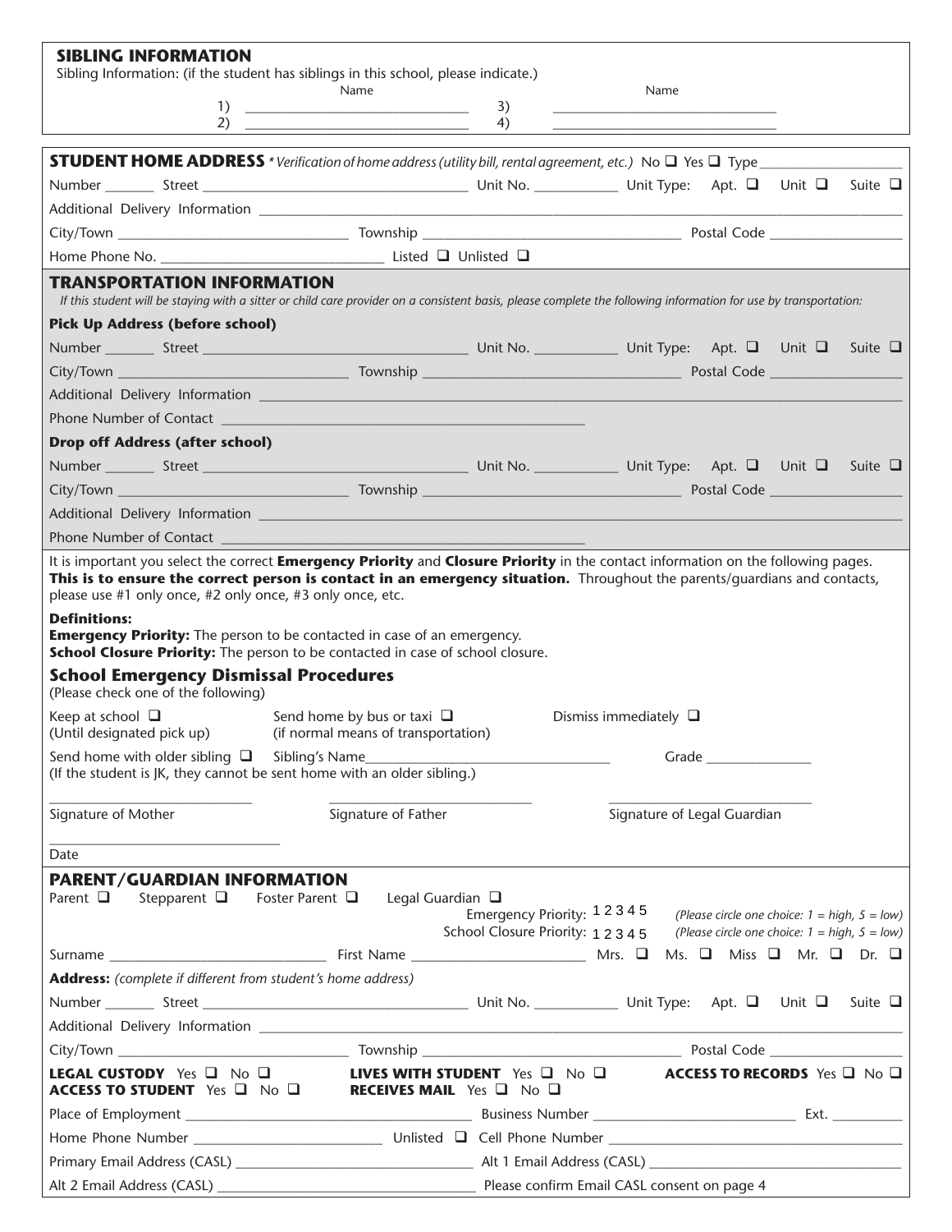## SIBLING INFORMATION

Sibling Information: (if the student has siblings in this school, please indicate.)

| | Name | | Name |
|---|---|---|---|
| 1) | ______________________________ | 3) | ______________________________ |
| 2) | ______________________________ | 4) | ______________________________ |

## STUDENT HOME ADDRESS *\* Verification of home address (utility bill, rental agreement, etc.)* No ❑ Yes ❑ Type ____________________

Number _______ Street ____________________________________ Unit No. ___________ Unit Type: Apt. ❑ Unit ❑ Suite ❑

Additional Delivery Information ________________________________________________________________________________

City/Town ______________________________ Township __________________________________ Postal Code __________________

Home Phone No. ______________________________ Listed ❑ Unlisted ❑

## TRANSPORTATION INFORMATION

*If this student will be staying with a sitter or child care provider on a consistent basis, please complete the following information for use by transportation:*

**Pick Up Address (before school)**

Number _______ Street ____________________________________ Unit No. ___________ Unit Type: Apt. ❑ Unit ❑ Suite ❑

City/Town ______________________________ Township __________________________________ Postal Code __________________

Additional Delivery Information ________________________________________________________________________________

Phone Number of Contact ________________________________________________

**Drop off Address (after school)**

Number _______ Street ____________________________________ Unit No. ___________ Unit Type: Apt. ❑ Unit ❑ Suite ❑

City/Town ______________________________ Township __________________________________ Postal Code __________________

Additional Delivery Information ________________________________________________________________________________

Phone Number of Contact ________________________________________________

It is important you select the correct **Emergency Priority** and **Closure Priority** in the contact information on the following pages. **This is to ensure the correct person is contact in an emergency situation.** Throughout the parents/guardians and contacts, please use #1 only once, #2 only once, #3 only once, etc.

**Definitions:**

**Emergency Priority:** The person to be contacted in case of an emergency.

**School Closure Priority:** The person to be contacted in case of school closure.

### School Emergency Dismissal Procedures

(Please check one of the following)

Keep at school ❑ (Until designated pick up)

Send home by bus or taxi ❑ (if normal means of transportation)

Dismiss immediately ❑

Send home with older sibling ❑ Sibling's Name________________________________ Grade ______________

(If the student is JK, they cannot be sent home with an older sibling.)

____________________________ Signature of Mother

____________________________ Signature of Father

____________________________ Signature of Legal Guardian

______________________________ Date

## PARENT/GUARDIAN INFORMATION

Parent ❑ Stepparent ❑ Foster Parent ❑ Legal Guardian ❑

Emergency Priority: 1 2 3 4 5 *(Please circle one choice: 1 = high, 5 = low)*

School Closure Priority: 1 2 3 4 5 *(Please circle one choice: 1 = high, 5 = low)*

Surname _____________________________ First Name ________________________ Mrs. ❑ Ms. ❑ Miss ❑ Mr. ❑ Dr. ❑

**Address:** *(complete if different from student's home address)*

Number _______ Street ____________________________________ Unit No. ___________ Unit Type: Apt. ❑ Unit ❑ Suite ❑

Additional Delivery Information ________________________________________________________________________________

City/Town ______________________________ Township __________________________________ Postal Code __________________

**LEGAL CUSTODY** Yes ❑ No ❑ **LIVES WITH STUDENT** Yes ❑ No ❑ **ACCESS TO RECORDS** Yes ❑ No ❑

**ACCESS TO STUDENT** Yes ❑ No ❑ **RECEIVES MAIL** Yes ❑ No ❑

Place of Employment ________________________________________ Business Number ____________________________ Ext. _________

Home Phone Number _________________________ Unlisted ❑ Cell Phone Number ________________________________________

Primary Email Address (CASL) _________________________________ Alt 1 Email Address (CASL) ________________________________

Alt 2 Email Address (CASL) ___________________________________ Please confirm Email CASL consent on page 4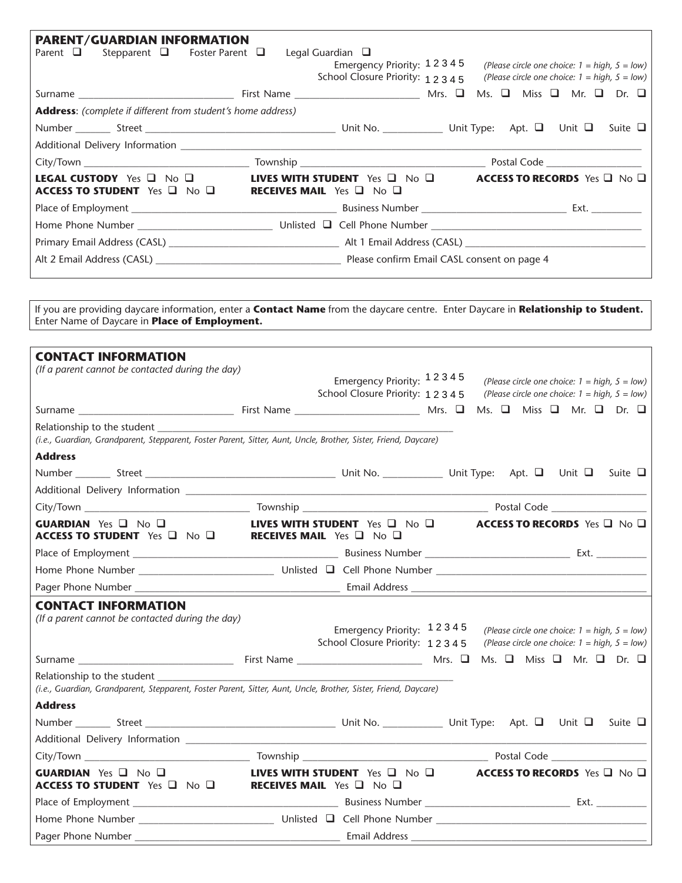## PARENT/GUARDIAN INFORMATION

Parent ❑ Stepparent ❑ Foster Parent ❑ Legal Guardian ❑

Emergency Priority: 1 2 3 4 5 *(Please circle one choice: 1 = high, 5 = low)*

School Closure Priority: 1 2 3 4 5 *(Please circle one choice: 1 = high, 5 = low)*

Surname ____________________________ First Name ______________________ Mrs. ❑ Ms. ❑ Miss ❑ Mr. ❑ Dr. ❑

**Address**: *(complete if different from student's home address)*

Number _______ Street ___________________________________ Unit No. ___________ Unit Type: Apt. ❑ Unit ❑ Suite ❑

Additional Delivery Information ___________________________________________________________________________

City/Town ______________________________ Township ___________________________________ Postal Code __________________

**LEGAL CUSTODY** Yes ❑ No ❑ **LIVES WITH STUDENT** Yes ❑ No ❑ **ACCESS TO RECORDS** Yes ❑ No ❑

**ACCESS TO STUDENT** Yes ❑ No ❑ **RECEIVES MAIL** Yes ❑ No ❑

Place of Employment _______________________________________ Business Number ___________________________ Ext. __________

Home Phone Number _________________________ Unlisted ❑ Cell Phone Number _________________________________________

Primary Email Address (CASL) _________________________________ Alt 1 Email Address (CASL) _________________________________

Alt 2 Email Address (CASL) ___________________________________ Please confirm Email CASL consent on page 4

If you are providing daycare information, enter a **Contact Name** from the daycare centre. Enter Daycare in **Relationship to Student.** Enter Name of Daycare in **Place of Employment.**

## CONTACT INFORMATION

*(If a parent cannot be contacted during the day)*

Emergency Priority: 1 2 3 4 5 *(Please circle one choice: 1 = high, 5 = low)*

School Closure Priority: 1 2 3 4 5 *(Please circle one choice: 1 = high, 5 = low)*

Surname ____________________________ First Name ______________________ Mrs. ❑ Ms. ❑ Miss ❑ Mr. ❑ Dr. ❑

Relationship to the student ___________________________________________________________

*(i.e., Guardian, Grandparent, Stepparent, Foster Parent, Sitter, Aunt, Uncle, Brother, Sister, Friend, Daycare)*

**Address**

Number _______ Street ___________________________________ Unit No. ___________ Unit Type: Apt. ❑ Unit ❑ Suite ❑

Additional Delivery Information ___________________________________________________________________________

City/Town ______________________________ Township ___________________________________ Postal Code __________________

**GUARDIAN** Yes ❑ No ❑ **LIVES WITH STUDENT** Yes ❑ No ❑ **ACCESS TO RECORDS** Yes ❑ No ❑

**ACCESS TO STUDENT** Yes ❑ No ❑ **RECEIVES MAIL** Yes ❑ No ❑

Place of Employment _______________________________________ Business Number ___________________________ Ext. __________

Home Phone Number _________________________ Unlisted ❑ Cell Phone Number _________________________________________

Pager Phone Number _______________________________________ Email Address ____________________________________________

## CONTACT INFORMATION

*(If a parent cannot be contacted during the day)*

Emergency Priority: 1 2 3 4 5 *(Please circle one choice: 1 = high, 5 = low)*

School Closure Priority: 1 2 3 4 5 *(Please circle one choice: 1 = high, 5 = low)*

Surname ____________________________ First Name ______________________ Mrs. ❑ Ms. ❑ Miss ❑ Mr. ❑ Dr. ❑

Relationship to the student ___________________________________________________________

*(i.e., Guardian, Grandparent, Stepparent, Foster Parent, Sitter, Aunt, Uncle, Brother, Sister, Friend, Daycare)*

**Address**

Number _______ Street ___________________________________ Unit No. ___________ Unit Type: Apt. ❑ Unit ❑ Suite ❑

Additional Delivery Information ___________________________________________________________________________

City/Town ______________________________ Township ___________________________________ Postal Code __________________

**GUARDIAN** Yes ❑ No ❑ **LIVES WITH STUDENT** Yes ❑ No ❑ **ACCESS TO RECORDS** Yes ❑ No ❑

**ACCESS TO STUDENT** Yes ❑ No ❑ **RECEIVES MAIL** Yes ❑ No ❑

Place of Employment _______________________________________ Business Number ___________________________ Ext. __________

Home Phone Number _________________________ Unlisted ❑ Cell Phone Number _________________________________________

Pager Phone Number _______________________________________ Email Address ____________________________________________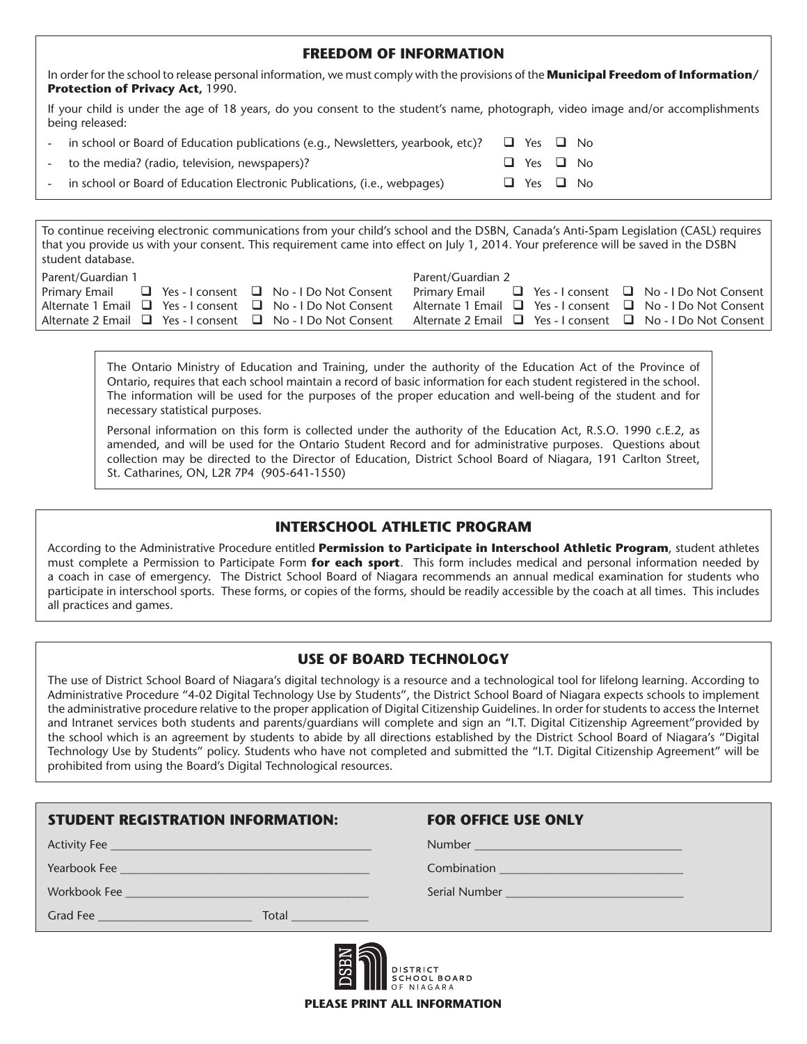## FREEDOM OF INFORMATION

In order for the school to release personal information, we must comply with the provisions of the **Municipal Freedom of Information/ Protection of Privacy Act,** 1990.

If your child is under the age of 18 years, do you consent to the student's name, photograph, video image and/or accomplishments being released:

- in school or Board of Education publications (e.g., Newsletters, yearbook, etc)? ☐ Yes ☐ No
- to the media? (radio, television, newspapers)? ☐ Yes ☐ No
- in school or Board of Education Electronic Publications, (i.e., webpages) ☐ Yes ☐ No

To continue receiving electronic communications from your child's school and the DSBN, Canada's Anti-Spam Legislation (CASL) requires that you provide us with your consent. This requirement came into effect on July 1, 2014. Your preference will be saved in the DSBN student database.

| Parent/Guardian 1 | | | Parent/Guardian 2 | | |
|---|---|---|---|---|---|
| Primary Email | ☐ Yes - I consent | ☐ No - I Do Not Consent | Primary Email | ☐ Yes - I consent | ☐ No - I Do Not Consent |
| Alternate 1 Email | ☐ Yes - I consent | ☐ No - I Do Not Consent | Alternate 1 Email | ☐ Yes - I consent | ☐ No - I Do Not Consent |
| Alternate 2 Email | ☐ Yes - I consent | ☐ No - I Do Not Consent | Alternate 2 Email | ☐ Yes - I consent | ☐ No - I Do Not Consent |

The Ontario Ministry of Education and Training, under the authority of the Education Act of the Province of Ontario, requires that each school maintain a record of basic information for each student registered in the school. The information will be used for the purposes of the proper education and well-being of the student and for necessary statistical purposes.

Personal information on this form is collected under the authority of the Education Act, R.S.O. 1990 c.E.2, as amended, and will be used for the Ontario Student Record and for administrative purposes. Questions about collection may be directed to the Director of Education, District School Board of Niagara, 191 Carlton Street, St. Catharines, ON, L2R 7P4 (905-641-1550)

## INTERSCHOOL ATHLETIC PROGRAM

According to the Administrative Procedure entitled **Permission to Participate in Interschool Athletic Program**, student athletes must complete a Permission to Participate Form **for each sport**. This form includes medical and personal information needed by a coach in case of emergency. The District School Board of Niagara recommends an annual medical examination for students who participate in interschool sports. These forms, or copies of the forms, should be readily accessible by the coach at all times. This includes all practices and games.

## USE OF BOARD TECHNOLOGY

The use of District School Board of Niagara's digital technology is a resource and a technological tool for lifelong learning. According to Administrative Procedure "4-02 Digital Technology Use by Students", the District School Board of Niagara expects schools to implement the administrative procedure relative to the proper application of Digital Citizenship Guidelines. In order for students to access the Internet and Intranet services both students and parents/guardians will complete and sign an "I.T. Digital Citizenship Agreement"provided by the school which is an agreement by students to abide by all directions established by the District School Board of Niagara's "Digital Technology Use by Students" policy. Students who have not completed and submitted the "I.T. Digital Citizenship Agreement" will be prohibited from using the Board's Digital Technological resources.

## STUDENT REGISTRATION INFORMATION:

Activity Fee ____________________

Yearbook Fee ____________________

Workbook Fee ____________________

Grad Fee ____________ Total ________

## FOR OFFICE USE ONLY

Number ____________________

Combination ____________________

Serial Number ____________________

DSBN DISTRICT SCHOOL BOARD OF NIAGARA

**PLEASE PRINT ALL INFORMATION**